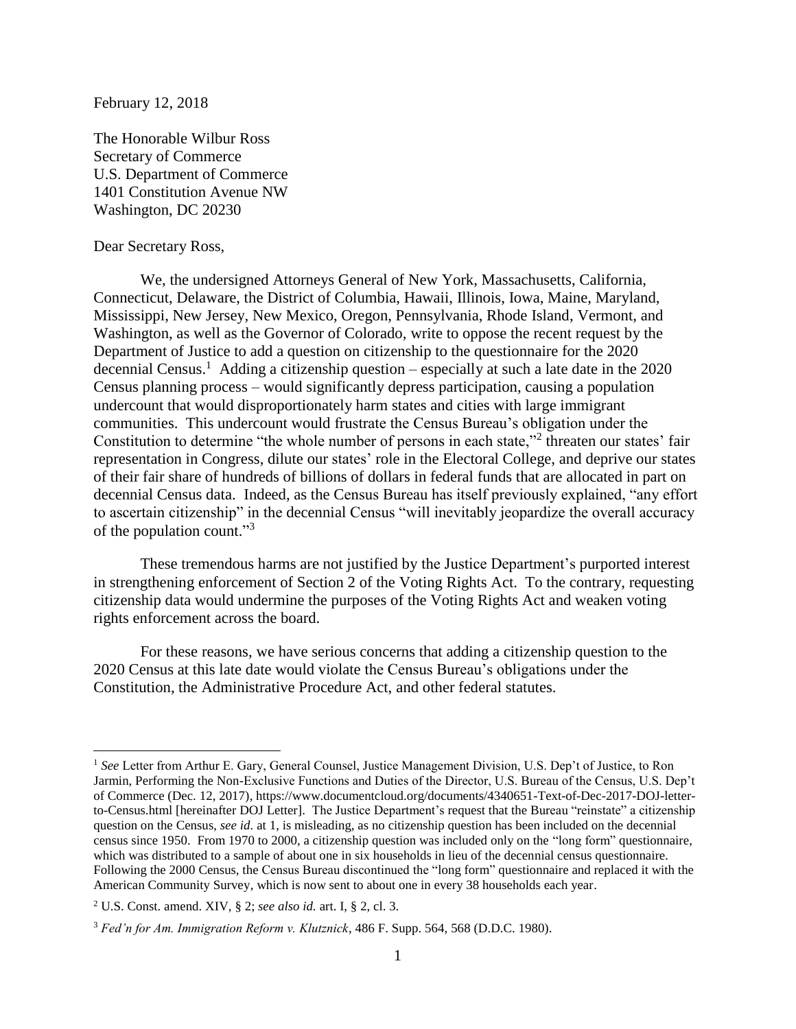February 12, 2018

The Honorable Wilbur Ross
Secretary of Commerce
U.S. Department of Commerce
1401 Constitution Avenue NW
Washington, DC 20230

Dear Secretary Ross,

We, the undersigned Attorneys General of New York, Massachusetts, California, Connecticut, Delaware, the District of Columbia, Hawaii, Illinois, Iowa, Maine, Maryland, Mississippi, New Jersey, New Mexico, Oregon, Pennsylvania, Rhode Island, Vermont, and Washington, as well as the Governor of Colorado, write to oppose the recent request by the Department of Justice to add a question on citizenship to the questionnaire for the 2020 decennial Census.[1] Adding a citizenship question – especially at such a late date in the 2020 Census planning process – would significantly depress participation, causing a population undercount that would disproportionately harm states and cities with large immigrant communities. This undercount would frustrate the Census Bureau's obligation under the Constitution to determine "the whole number of persons in each state,"[2] threaten our states' fair representation in Congress, dilute our states' role in the Electoral College, and deprive our states of their fair share of hundreds of billions of dollars in federal funds that are allocated in part on decennial Census data. Indeed, as the Census Bureau has itself previously explained, "any effort to ascertain citizenship" in the decennial Census "will inevitably jeopardize the overall accuracy of the population count."[3]

These tremendous harms are not justified by the Justice Department's purported interest in strengthening enforcement of Section 2 of the Voting Rights Act. To the contrary, requesting citizenship data would undermine the purposes of the Voting Rights Act and weaken voting rights enforcement across the board.

For these reasons, we have serious concerns that adding a citizenship question to the 2020 Census at this late date would violate the Census Bureau's obligations under the Constitution, the Administrative Procedure Act, and other federal statutes.

---

[1] *See* Letter from Arthur E. Gary, General Counsel, Justice Management Division, U.S. Dep't of Justice, to Ron Jarmin, Performing the Non-Exclusive Functions and Duties of the Director, U.S. Bureau of the Census, U.S. Dep't of Commerce (Dec. 12, 2017), https://www.documentcloud.org/documents/4340651-Text-of-Dec-2017-DOJ-letter-to-Census.html [hereinafter DOJ Letter]. The Justice Department's request that the Bureau "reinstate" a citizenship question on the Census, *see id.* at 1, is misleading, as no citizenship question has been included on the decennial census since 1950. From 1970 to 2000, a citizenship question was included only on the "long form" questionnaire, which was distributed to a sample of about one in six households in lieu of the decennial census questionnaire. Following the 2000 Census, the Census Bureau discontinued the "long form" questionnaire and replaced it with the American Community Survey, which is now sent to about one in every 38 households each year.

[2] U.S. Const. amend. XIV, § 2; *see also id.* art. I, § 2, cl. 3.

[3] *Fed'n for Am. Immigration Reform v. Klutznick*, 486 F. Supp. 564, 568 (D.D.C. 1980).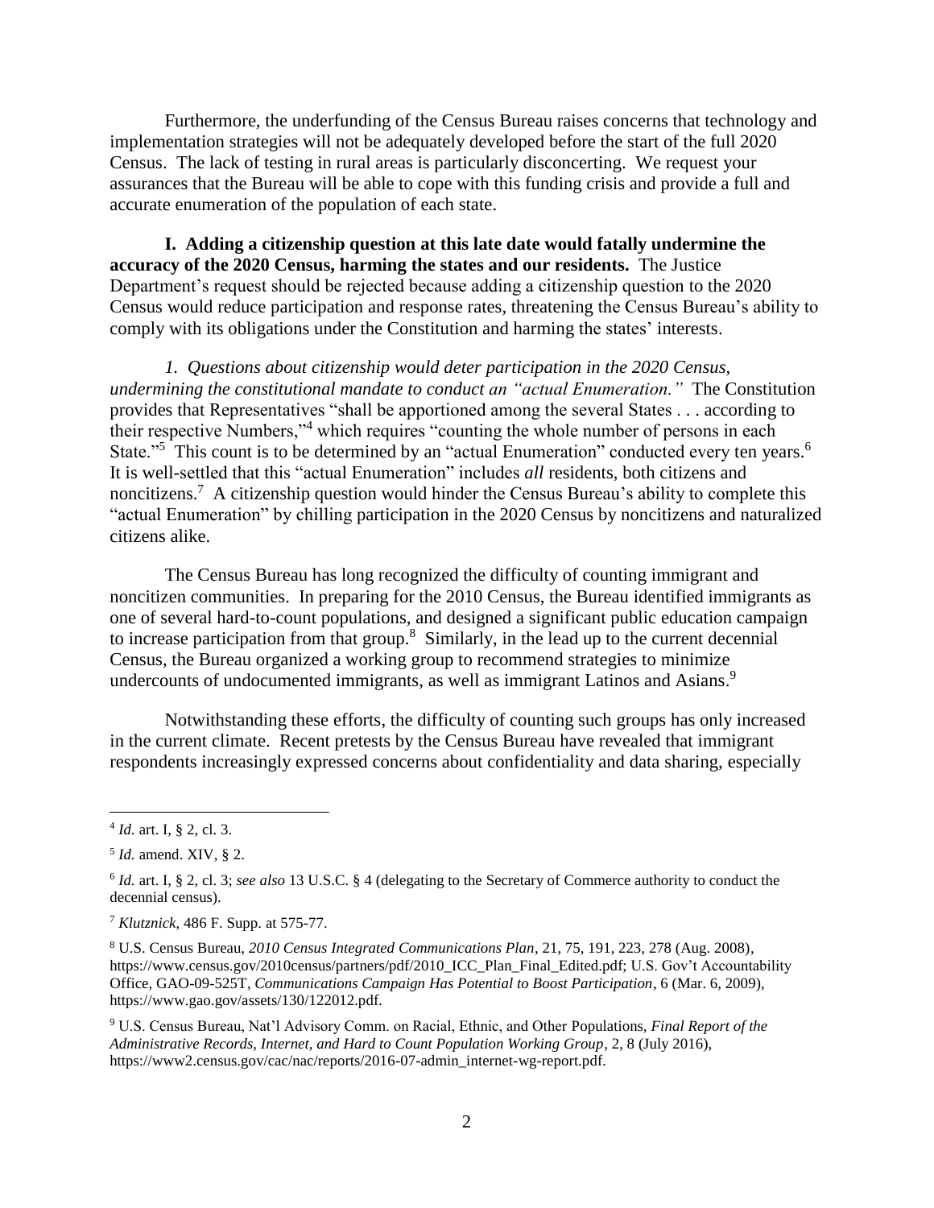Furthermore, the underfunding of the Census Bureau raises concerns that technology and implementation strategies will not be adequately developed before the start of the full 2020 Census. The lack of testing in rural areas is particularly disconcerting. We request your assurances that the Bureau will be able to cope with this funding crisis and provide a full and accurate enumeration of the population of each state.

**I. Adding a citizenship question at this late date would fatally undermine the accuracy of the 2020 Census, harming the states and our residents.** The Justice Department's request should be rejected because adding a citizenship question to the 2020 Census would reduce participation and response rates, threatening the Census Bureau's ability to comply with its obligations under the Constitution and harming the states' interests.

*1. Questions about citizenship would deter participation in the 2020 Census, undermining the constitutional mandate to conduct an "actual Enumeration."* The Constitution provides that Representatives "shall be apportioned among the several States . . . according to their respective Numbers,"[4] which requires "counting the whole number of persons in each State."[5] This count is to be determined by an "actual Enumeration" conducted every ten years.[6] It is well-settled that this "actual Enumeration" includes *all* residents, both citizens and noncitizens.[7] A citizenship question would hinder the Census Bureau's ability to complete this "actual Enumeration" by chilling participation in the 2020 Census by noncitizens and naturalized citizens alike.

The Census Bureau has long recognized the difficulty of counting immigrant and noncitizen communities. In preparing for the 2010 Census, the Bureau identified immigrants as one of several hard-to-count populations, and designed a significant public education campaign to increase participation from that group.[8] Similarly, in the lead up to the current decennial Census, the Bureau organized a working group to recommend strategies to minimize undercounts of undocumented immigrants, as well as immigrant Latinos and Asians.[9]

Notwithstanding these efforts, the difficulty of counting such groups has only increased in the current climate. Recent pretests by the Census Bureau have revealed that immigrant respondents increasingly expressed concerns about confidentiality and data sharing, especially

---

[4] *Id.* art. I, § 2, cl. 3.

[5] *Id.* amend. XIV, § 2.

[6] *Id.* art. I, § 2, cl. 3; *see also* 13 U.S.C. § 4 (delegating to the Secretary of Commerce authority to conduct the decennial census).

[7] *Klutznick*, 486 F. Supp. at 575-77.

[8] U.S. Census Bureau, *2010 Census Integrated Communications Plan*, 21, 75, 191, 223, 278 (Aug. 2008), https://www.census.gov/2010census/partners/pdf/2010_ICC_Plan_Final_Edited.pdf; U.S. Gov't Accountability Office, GAO-09-525T, *Communications Campaign Has Potential to Boost Participation*, 6 (Mar. 6, 2009), https://www.gao.gov/assets/130/122012.pdf.

[9] U.S. Census Bureau, Nat'l Advisory Comm. on Racial, Ethnic, and Other Populations, *Final Report of the Administrative Records, Internet, and Hard to Count Population Working Group*, 2, 8 (July 2016), https://www2.census.gov/cac/nac/reports/2016-07-admin_internet-wg-report.pdf.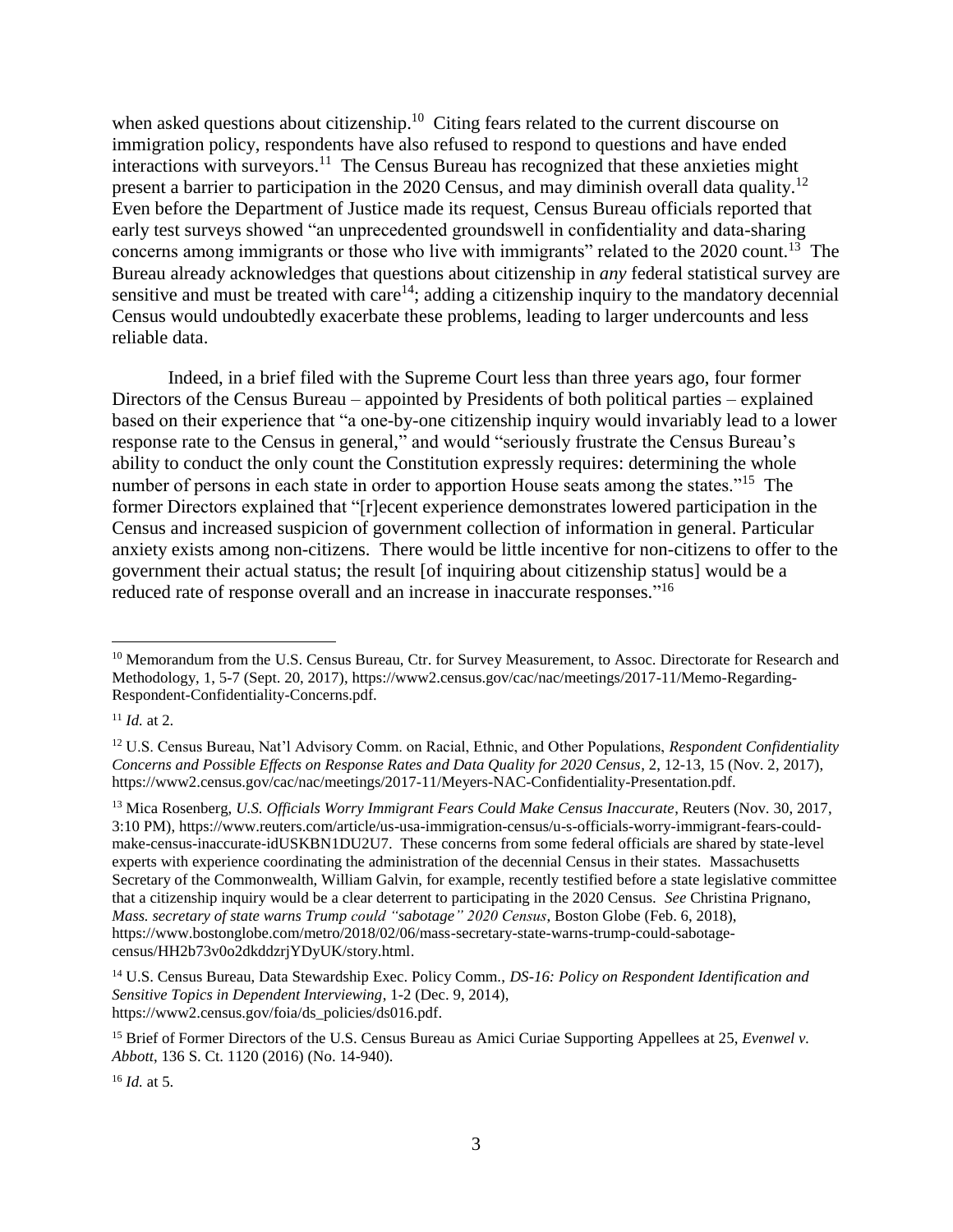when asked questions about citizenship.[10] Citing fears related to the current discourse on immigration policy, respondents have also refused to respond to questions and have ended interactions with surveyors.[11] The Census Bureau has recognized that these anxieties might present a barrier to participation in the 2020 Census, and may diminish overall data quality.[12] Even before the Department of Justice made its request, Census Bureau officials reported that early test surveys showed "an unprecedented groundswell in confidentiality and data-sharing concerns among immigrants or those who live with immigrants" related to the 2020 count.[13] The Bureau already acknowledges that questions about citizenship in *any* federal statistical survey are sensitive and must be treated with care[14]; adding a citizenship inquiry to the mandatory decennial Census would undoubtedly exacerbate these problems, leading to larger undercounts and less reliable data.

Indeed, in a brief filed with the Supreme Court less than three years ago, four former Directors of the Census Bureau – appointed by Presidents of both political parties – explained based on their experience that "a one-by-one citizenship inquiry would invariably lead to a lower response rate to the Census in general," and would "seriously frustrate the Census Bureau's ability to conduct the only count the Constitution expressly requires: determining the whole number of persons in each state in order to apportion House seats among the states."[15] The former Directors explained that "[r]ecent experience demonstrates lowered participation in the Census and increased suspicion of government collection of information in general. Particular anxiety exists among non-citizens. There would be little incentive for non-citizens to offer to the government their actual status; the result [of inquiring about citizenship status] would be a reduced rate of response overall and an increase in inaccurate responses."[16]

---

[10] Memorandum from the U.S. Census Bureau, Ctr. for Survey Measurement, to Assoc. Directorate for Research and Methodology, 1, 5-7 (Sept. 20, 2017), https://www2.census.gov/cac/nac/meetings/2017-11/Memo-Regarding-Respondent-Confidentiality-Concerns.pdf.

[11] *Id.* at 2.

[12] U.S. Census Bureau, Nat'l Advisory Comm. on Racial, Ethnic, and Other Populations, *Respondent Confidentiality Concerns and Possible Effects on Response Rates and Data Quality for 2020 Census*, 2, 12-13, 15 (Nov. 2, 2017), https://www2.census.gov/cac/nac/meetings/2017-11/Meyers-NAC-Confidentiality-Presentation.pdf.

[13] Mica Rosenberg, *U.S. Officials Worry Immigrant Fears Could Make Census Inaccurate*, Reuters (Nov. 30, 2017, 3:10 PM), https://www.reuters.com/article/us-usa-immigration-census/u-s-officials-worry-immigrant-fears-could-make-census-inaccurate-idUSKBN1DU2U7. These concerns from some federal officials are shared by state-level experts with experience coordinating the administration of the decennial Census in their states. Massachusetts Secretary of the Commonwealth, William Galvin, for example, recently testified before a state legislative committee that a citizenship inquiry would be a clear deterrent to participating in the 2020 Census. *See* Christina Prignano, *Mass. secretary of state warns Trump could "sabotage" 2020 Census*, Boston Globe (Feb. 6, 2018), https://www.bostonglobe.com/metro/2018/02/06/mass-secretary-state-warns-trump-could-sabotage-census/HH2b73v0o2dkddzrjYDyUK/story.html.

[14] U.S. Census Bureau, Data Stewardship Exec. Policy Comm., *DS-16: Policy on Respondent Identification and Sensitive Topics in Dependent Interviewing*, 1-2 (Dec. 9, 2014), https://www2.census.gov/foia/ds_policies/ds016.pdf.

[15] Brief of Former Directors of the U.S. Census Bureau as Amici Curiae Supporting Appellees at 25, *Evenwel v. Abbott*, 136 S. Ct. 1120 (2016) (No. 14-940).

[16] *Id.* at 5.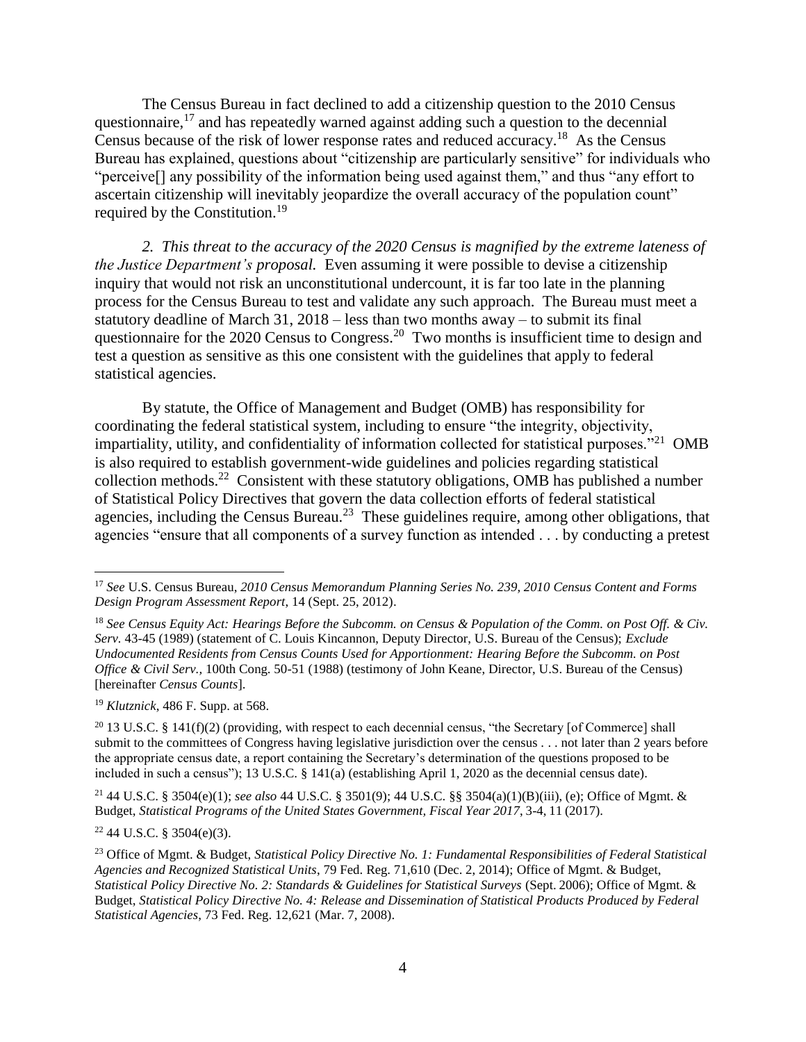The Census Bureau in fact declined to add a citizenship question to the 2010 Census questionnaire,[17] and has repeatedly warned against adding such a question to the decennial Census because of the risk of lower response rates and reduced accuracy.[18] As the Census Bureau has explained, questions about "citizenship are particularly sensitive" for individuals who "perceive[] any possibility of the information being used against them," and thus "any effort to ascertain citizenship will inevitably jeopardize the overall accuracy of the population count" required by the Constitution.[19]

*2. This threat to the accuracy of the 2020 Census is magnified by the extreme lateness of the Justice Department's proposal.* Even assuming it were possible to devise a citizenship inquiry that would not risk an unconstitutional undercount, it is far too late in the planning process for the Census Bureau to test and validate any such approach. The Bureau must meet a statutory deadline of March 31, 2018 – less than two months away – to submit its final questionnaire for the 2020 Census to Congress.[20] Two months is insufficient time to design and test a question as sensitive as this one consistent with the guidelines that apply to federal statistical agencies.

By statute, the Office of Management and Budget (OMB) has responsibility for coordinating the federal statistical system, including to ensure "the integrity, objectivity, impartiality, utility, and confidentiality of information collected for statistical purposes."[21] OMB is also required to establish government-wide guidelines and policies regarding statistical collection methods.[22] Consistent with these statutory obligations, OMB has published a number of Statistical Policy Directives that govern the data collection efforts of federal statistical agencies, including the Census Bureau.[23] These guidelines require, among other obligations, that agencies "ensure that all components of a survey function as intended . . . by conducting a pretest

---

[17] *See* U.S. Census Bureau, *2010 Census Memorandum Planning Series No. 239, 2010 Census Content and Forms Design Program Assessment Report*, 14 (Sept. 25, 2012).

[18] *See Census Equity Act: Hearings Before the Subcomm. on Census & Population of the Comm. on Post Off. & Civ. Serv.* 43-45 (1989) (statement of C. Louis Kincannon, Deputy Director, U.S. Bureau of the Census); *Exclude Undocumented Residents from Census Counts Used for Apportionment: Hearing Before the Subcomm. on Post Office & Civil Serv.*, 100th Cong. 50-51 (1988) (testimony of John Keane, Director, U.S. Bureau of the Census) [hereinafter *Census Counts*].

[19] *Klutznick*, 486 F. Supp. at 568.

[20] 13 U.S.C. § 141(f)(2) (providing, with respect to each decennial census, "the Secretary [of Commerce] shall submit to the committees of Congress having legislative jurisdiction over the census . . . not later than 2 years before the appropriate census date, a report containing the Secretary's determination of the questions proposed to be included in such a census"); 13 U.S.C. § 141(a) (establishing April 1, 2020 as the decennial census date).

[21] 44 U.S.C. § 3504(e)(1); *see also* 44 U.S.C. § 3501(9); 44 U.S.C. §§ 3504(a)(1)(B)(iii), (e); Office of Mgmt. & Budget, *Statistical Programs of the United States Government, Fiscal Year 2017*, 3-4, 11 (2017).

[22] 44 U.S.C. § 3504(e)(3).

[23] Office of Mgmt. & Budget, *Statistical Policy Directive No. 1: Fundamental Responsibilities of Federal Statistical Agencies and Recognized Statistical Units*, 79 Fed. Reg. 71,610 (Dec. 2, 2014); Office of Mgmt. & Budget, *Statistical Policy Directive No. 2: Standards & Guidelines for Statistical Surveys* (Sept. 2006); Office of Mgmt. & Budget, *Statistical Policy Directive No. 4: Release and Dissemination of Statistical Products Produced by Federal Statistical Agencies*, 73 Fed. Reg. 12,621 (Mar. 7, 2008).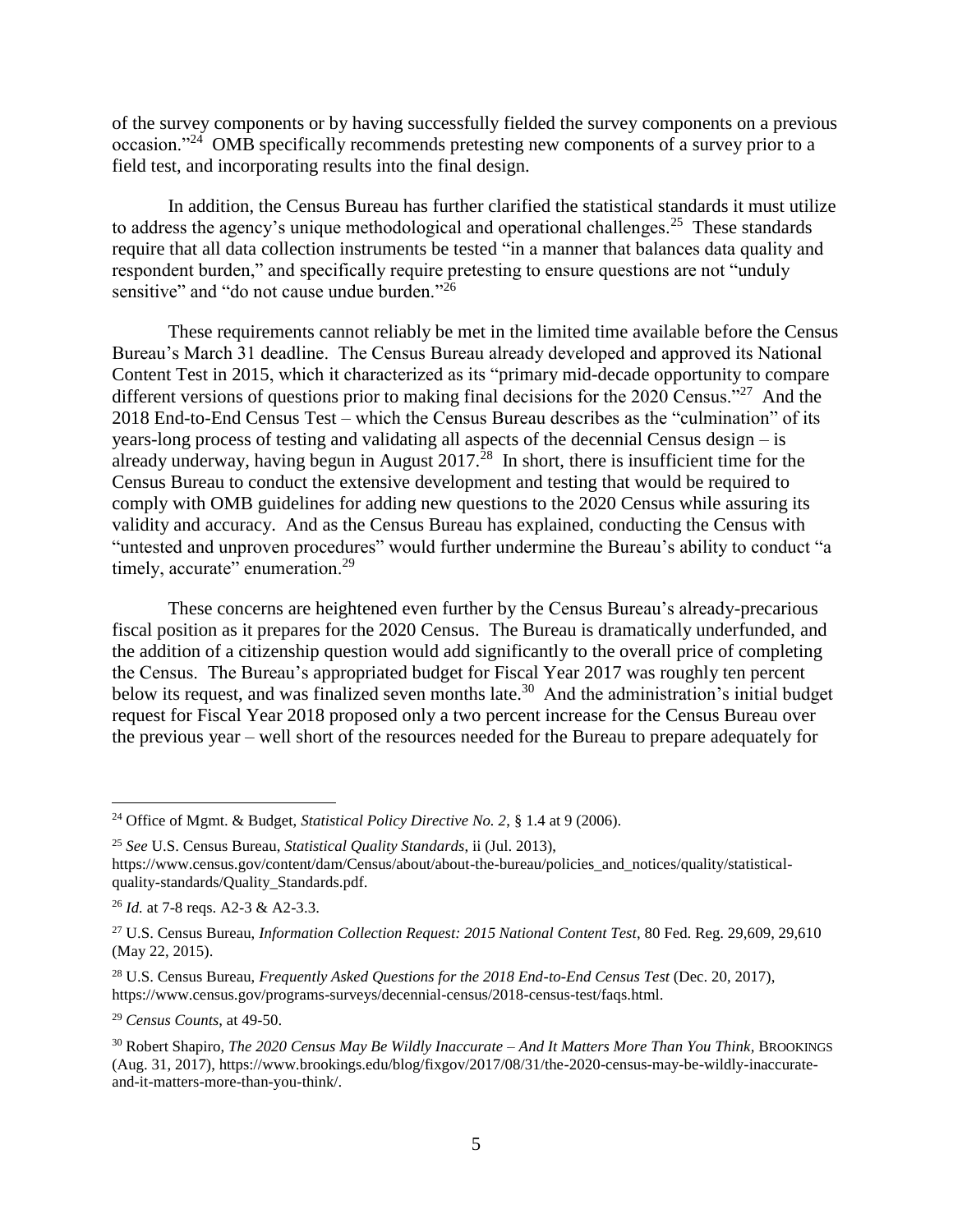of the survey components or by having successfully fielded the survey components on a previous occasion."[24] OMB specifically recommends pretesting new components of a survey prior to a field test, and incorporating results into the final design.

In addition, the Census Bureau has further clarified the statistical standards it must utilize to address the agency's unique methodological and operational challenges.[25] These standards require that all data collection instruments be tested "in a manner that balances data quality and respondent burden," and specifically require pretesting to ensure questions are not "unduly sensitive" and "do not cause undue burden."[26]

These requirements cannot reliably be met in the limited time available before the Census Bureau's March 31 deadline. The Census Bureau already developed and approved its National Content Test in 2015, which it characterized as its "primary mid-decade opportunity to compare different versions of questions prior to making final decisions for the 2020 Census."[27] And the 2018 End-to-End Census Test – which the Census Bureau describes as the "culmination" of its years-long process of testing and validating all aspects of the decennial Census design – is already underway, having begun in August 2017.[28] In short, there is insufficient time for the Census Bureau to conduct the extensive development and testing that would be required to comply with OMB guidelines for adding new questions to the 2020 Census while assuring its validity and accuracy. And as the Census Bureau has explained, conducting the Census with "untested and unproven procedures" would further undermine the Bureau's ability to conduct "a timely, accurate" enumeration.[29]

These concerns are heightened even further by the Census Bureau's already-precarious fiscal position as it prepares for the 2020 Census. The Bureau is dramatically underfunded, and the addition of a citizenship question would add significantly to the overall price of completing the Census. The Bureau's appropriated budget for Fiscal Year 2017 was roughly ten percent below its request, and was finalized seven months late.[30] And the administration's initial budget request for Fiscal Year 2018 proposed only a two percent increase for the Census Bureau over the previous year – well short of the resources needed for the Bureau to prepare adequately for

---

[24] Office of Mgmt. & Budget, *Statistical Policy Directive No. 2*, § 1.4 at 9 (2006).

[25] *See* U.S. Census Bureau, *Statistical Quality Standards*, ii (Jul. 2013), https://www.census.gov/content/dam/Census/about/about-the-bureau/policies_and_notices/quality/statistical-quality-standards/Quality_Standards.pdf.

[26] *Id.* at 7-8 reqs. A2-3 & A2-3.3.

[27] U.S. Census Bureau, *Information Collection Request: 2015 National Content Test*, 80 Fed. Reg. 29,609, 29,610 (May 22, 2015).

[28] U.S. Census Bureau, *Frequently Asked Questions for the 2018 End-to-End Census Test* (Dec. 20, 2017), https://www.census.gov/programs-surveys/decennial-census/2018-census-test/faqs.html.

[29] *Census Counts*, at 49-50.

[30] Robert Shapiro, *The 2020 Census May Be Wildly Inaccurate – And It Matters More Than You Think*, BROOKINGS (Aug. 31, 2017), https://www.brookings.edu/blog/fixgov/2017/08/31/the-2020-census-may-be-wildly-inaccurate-and-it-matters-more-than-you-think/.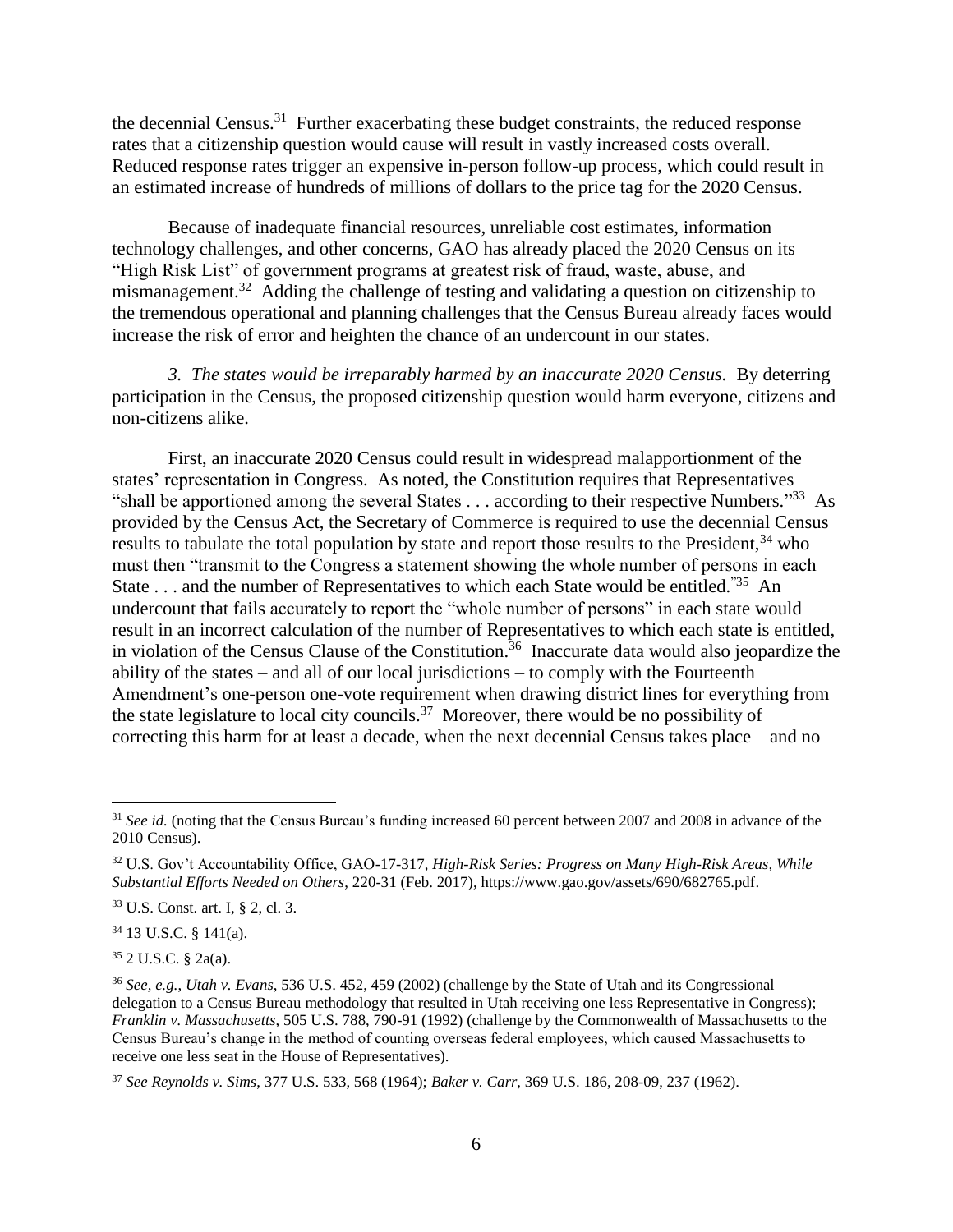the decennial Census.[31] Further exacerbating these budget constraints, the reduced response rates that a citizenship question would cause will result in vastly increased costs overall. Reduced response rates trigger an expensive in-person follow-up process, which could result in an estimated increase of hundreds of millions of dollars to the price tag for the 2020 Census.

Because of inadequate financial resources, unreliable cost estimates, information technology challenges, and other concerns, GAO has already placed the 2020 Census on its "High Risk List" of government programs at greatest risk of fraud, waste, abuse, and mismanagement.[32] Adding the challenge of testing and validating a question on citizenship to the tremendous operational and planning challenges that the Census Bureau already faces would increase the risk of error and heighten the chance of an undercount in our states.

*3. The states would be irreparably harmed by an inaccurate 2020 Census.* By deterring participation in the Census, the proposed citizenship question would harm everyone, citizens and non-citizens alike.

First, an inaccurate 2020 Census could result in widespread malapportionment of the states' representation in Congress. As noted, the Constitution requires that Representatives "shall be apportioned among the several States . . . according to their respective Numbers."[33] As provided by the Census Act, the Secretary of Commerce is required to use the decennial Census results to tabulate the total population by state and report those results to the President,[34] who must then "transmit to the Congress a statement showing the whole number of persons in each State . . . and the number of Representatives to which each State would be entitled."[35] An undercount that fails accurately to report the "whole number of persons" in each state would result in an incorrect calculation of the number of Representatives to which each state is entitled, in violation of the Census Clause of the Constitution.[36] Inaccurate data would also jeopardize the ability of the states – and all of our local jurisdictions – to comply with the Fourteenth Amendment's one-person one-vote requirement when drawing district lines for everything from the state legislature to local city councils.[37] Moreover, there would be no possibility of correcting this harm for at least a decade, when the next decennial Census takes place – and no

---

[31] *See id.* (noting that the Census Bureau's funding increased 60 percent between 2007 and 2008 in advance of the 2010 Census).

[32] U.S. Gov't Accountability Office, GAO-17-317, *High-Risk Series: Progress on Many High-Risk Areas, While Substantial Efforts Needed on Others*, 220-31 (Feb. 2017), https://www.gao.gov/assets/690/682765.pdf.

[33] U.S. Const. art. I, § 2, cl. 3.

[34] 13 U.S.C. § 141(a).

[35] 2 U.S.C. § 2a(a).

[36] *See, e.g.*, *Utah v. Evans*, 536 U.S. 452, 459 (2002) (challenge by the State of Utah and its Congressional delegation to a Census Bureau methodology that resulted in Utah receiving one less Representative in Congress); *Franklin v. Massachusetts*, 505 U.S. 788, 790-91 (1992) (challenge by the Commonwealth of Massachusetts to the Census Bureau's change in the method of counting overseas federal employees, which caused Massachusetts to receive one less seat in the House of Representatives).

[37] *See Reynolds v. Sims*, 377 U.S. 533, 568 (1964); *Baker v. Carr*, 369 U.S. 186, 208-09, 237 (1962).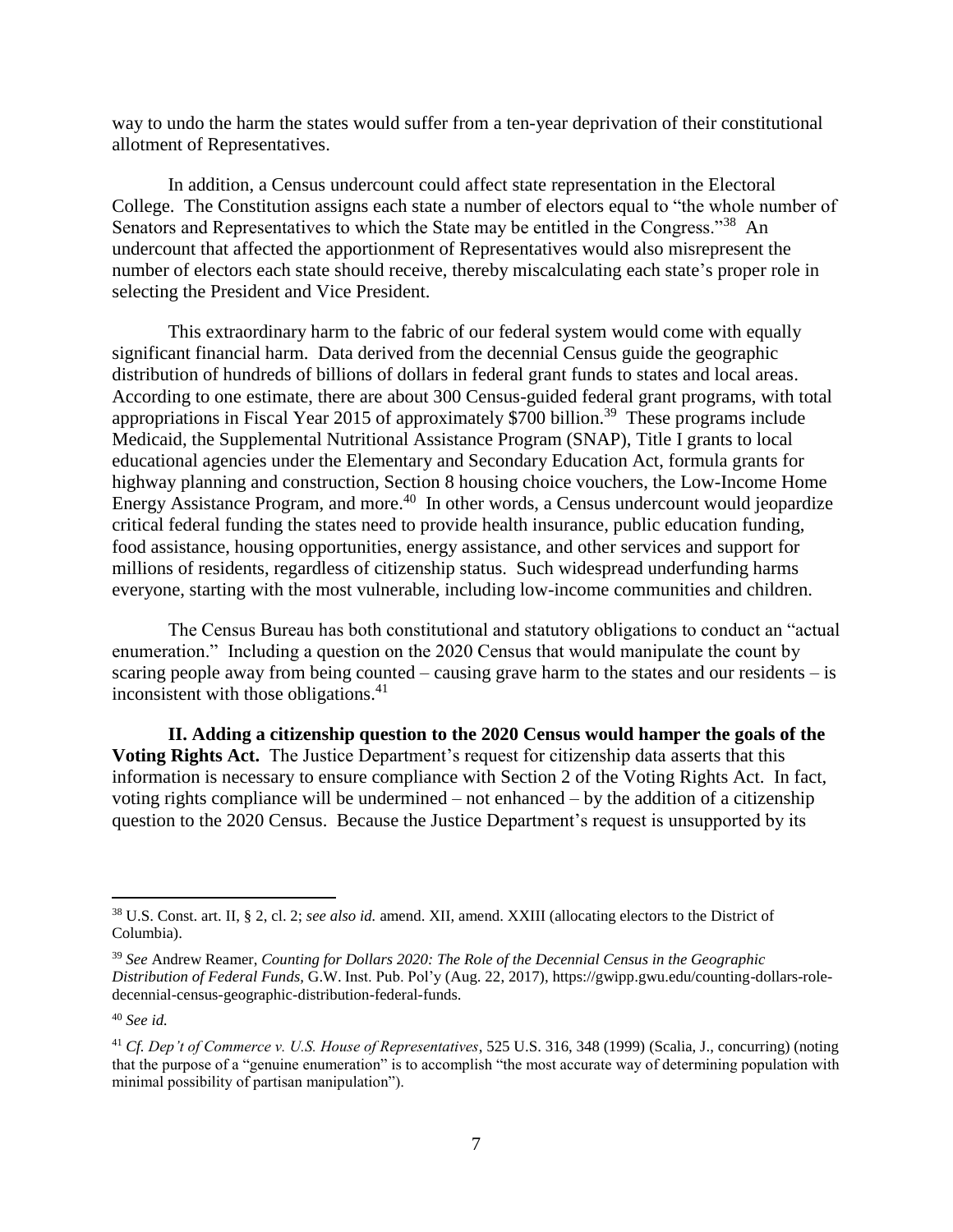way to undo the harm the states would suffer from a ten-year deprivation of their constitutional allotment of Representatives.

In addition, a Census undercount could affect state representation in the Electoral College. The Constitution assigns each state a number of electors equal to "the whole number of Senators and Representatives to which the State may be entitled in the Congress."[38] An undercount that affected the apportionment of Representatives would also misrepresent the number of electors each state should receive, thereby miscalculating each state's proper role in selecting the President and Vice President.

This extraordinary harm to the fabric of our federal system would come with equally significant financial harm. Data derived from the decennial Census guide the geographic distribution of hundreds of billions of dollars in federal grant funds to states and local areas. According to one estimate, there are about 300 Census-guided federal grant programs, with total appropriations in Fiscal Year 2015 of approximately $700 billion.[39] These programs include Medicaid, the Supplemental Nutritional Assistance Program (SNAP), Title I grants to local educational agencies under the Elementary and Secondary Education Act, formula grants for highway planning and construction, Section 8 housing choice vouchers, the Low-Income Home Energy Assistance Program, and more.[40] In other words, a Census undercount would jeopardize critical federal funding the states need to provide health insurance, public education funding, food assistance, housing opportunities, energy assistance, and other services and support for millions of residents, regardless of citizenship status. Such widespread underfunding harms everyone, starting with the most vulnerable, including low-income communities and children.

The Census Bureau has both constitutional and statutory obligations to conduct an "actual enumeration." Including a question on the 2020 Census that would manipulate the count by scaring people away from being counted – causing grave harm to the states and our residents – is inconsistent with those obligations.[41]

**II. Adding a citizenship question to the 2020 Census would hamper the goals of the Voting Rights Act.** The Justice Department's request for citizenship data asserts that this information is necessary to ensure compliance with Section 2 of the Voting Rights Act. In fact, voting rights compliance will be undermined – not enhanced – by the addition of a citizenship question to the 2020 Census. Because the Justice Department's request is unsupported by its

---

[38] U.S. Const. art. II, § 2, cl. 2; *see also id.* amend. XII, amend. XXIII (allocating electors to the District of Columbia).

[39] *See* Andrew Reamer, *Counting for Dollars 2020: The Role of the Decennial Census in the Geographic Distribution of Federal Funds*, G.W. Inst. Pub. Pol'y (Aug. 22, 2017), https://gwipp.gwu.edu/counting-dollars-role-decennial-census-geographic-distribution-federal-funds.

[40] *See id.*

[41] *Cf. Dep't of Commerce v. U.S. House of Representatives*, 525 U.S. 316, 348 (1999) (Scalia, J., concurring) (noting that the purpose of a "genuine enumeration" is to accomplish "the most accurate way of determining population with minimal possibility of partisan manipulation").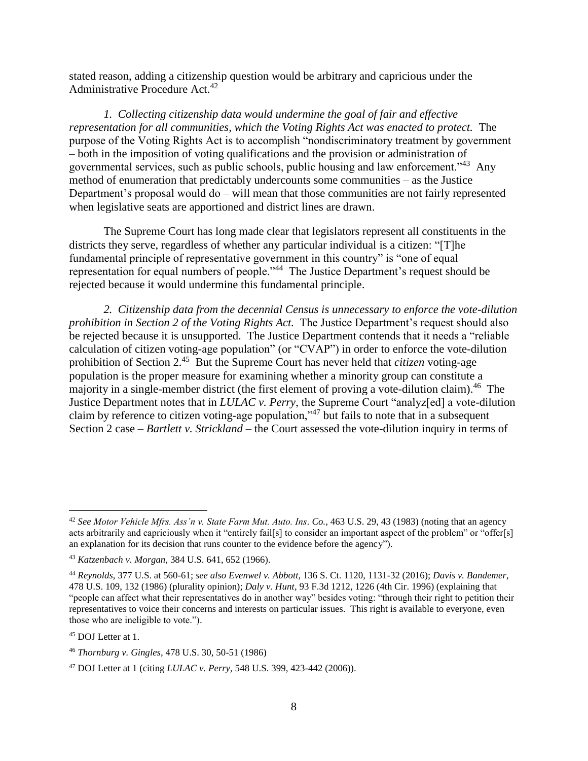stated reason, adding a citizenship question would be arbitrary and capricious under the Administrative Procedure Act.[42]

*1. Collecting citizenship data would undermine the goal of fair and effective representation for all communities, which the Voting Rights Act was enacted to protect.* The purpose of the Voting Rights Act is to accomplish "nondiscriminatory treatment by government – both in the imposition of voting qualifications and the provision or administration of governmental services, such as public schools, public housing and law enforcement."[43] Any method of enumeration that predictably undercounts some communities – as the Justice Department's proposal would do – will mean that those communities are not fairly represented when legislative seats are apportioned and district lines are drawn.

The Supreme Court has long made clear that legislators represent all constituents in the districts they serve, regardless of whether any particular individual is a citizen: "[T]he fundamental principle of representative government in this country" is "one of equal representation for equal numbers of people."[44] The Justice Department's request should be rejected because it would undermine this fundamental principle.

*2. Citizenship data from the decennial Census is unnecessary to enforce the vote-dilution prohibition in Section 2 of the Voting Rights Act.* The Justice Department's request should also be rejected because it is unsupported. The Justice Department contends that it needs a "reliable calculation of citizen voting-age population" (or "CVAP") in order to enforce the vote-dilution prohibition of Section 2.[45] But the Supreme Court has never held that *citizen* voting-age population is the proper measure for examining whether a minority group can constitute a majority in a single-member district (the first element of proving a vote-dilution claim).[46] The Justice Department notes that in *LULAC v. Perry*, the Supreme Court "analyz[ed] a vote-dilution claim by reference to citizen voting-age population,"[47] but fails to note that in a subsequent Section 2 case – *Bartlett v. Strickland* – the Court assessed the vote-dilution inquiry in terms of

---

[42] *See Motor Vehicle Mfrs. Ass'n v. State Farm Mut. Auto. Ins. Co.*, 463 U.S. 29, 43 (1983) (noting that an agency acts arbitrarily and capriciously when it "entirely fail[s] to consider an important aspect of the problem" or "offer[s] an explanation for its decision that runs counter to the evidence before the agency").

[43] *Katzenbach v. Morgan*, 384 U.S. 641, 652 (1966).

[44] *Reynolds*, 377 U.S. at 560-61; *see also Evenwel v. Abbott*, 136 S. Ct. 1120, 1131-32 (2016); *Davis v. Bandemer*, 478 U.S. 109, 132 (1986) (plurality opinion); *Daly v. Hunt*, 93 F.3d 1212, 1226 (4th Cir. 1996) (explaining that "people can affect what their representatives do in another way" besides voting: "through their right to petition their representatives to voice their concerns and interests on particular issues. This right is available to everyone, even those who are ineligible to vote.").

[45] DOJ Letter at 1.

[46] *Thornburg v. Gingles*, 478 U.S. 30, 50-51 (1986)

[47] DOJ Letter at 1 (citing *LULAC v. Perry*, 548 U.S. 399, 423-442 (2006)).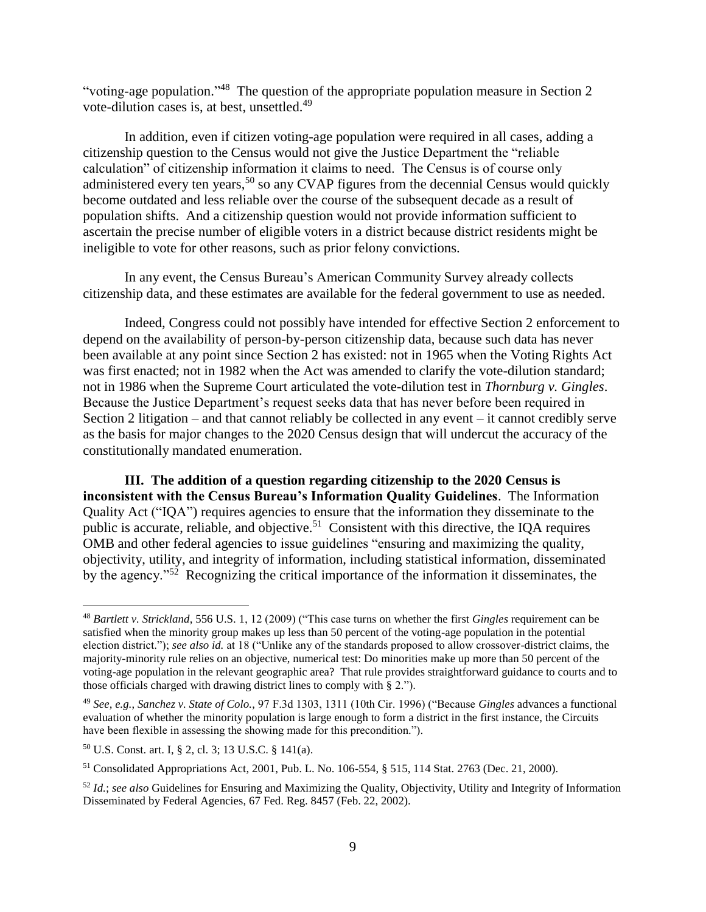"voting-age population."[48] The question of the appropriate population measure in Section 2 vote-dilution cases is, at best, unsettled.[49]

In addition, even if citizen voting-age population were required in all cases, adding a citizenship question to the Census would not give the Justice Department the "reliable calculation" of citizenship information it claims to need. The Census is of course only administered every ten years,[50] so any CVAP figures from the decennial Census would quickly become outdated and less reliable over the course of the subsequent decade as a result of population shifts. And a citizenship question would not provide information sufficient to ascertain the precise number of eligible voters in a district because district residents might be ineligible to vote for other reasons, such as prior felony convictions.

In any event, the Census Bureau's American Community Survey already collects citizenship data, and these estimates are available for the federal government to use as needed.

Indeed, Congress could not possibly have intended for effective Section 2 enforcement to depend on the availability of person-by-person citizenship data, because such data has never been available at any point since Section 2 has existed: not in 1965 when the Voting Rights Act was first enacted; not in 1982 when the Act was amended to clarify the vote-dilution standard; not in 1986 when the Supreme Court articulated the vote-dilution test in *Thornburg v. Gingles*. Because the Justice Department's request seeks data that has never before been required in Section 2 litigation – and that cannot reliably be collected in any event – it cannot credibly serve as the basis for major changes to the 2020 Census design that will undercut the accuracy of the constitutionally mandated enumeration.

**III. The addition of a question regarding citizenship to the 2020 Census is inconsistent with the Census Bureau's Information Quality Guidelines**. The Information Quality Act ("IQA") requires agencies to ensure that the information they disseminate to the public is accurate, reliable, and objective.[51] Consistent with this directive, the IQA requires OMB and other federal agencies to issue guidelines "ensuring and maximizing the quality, objectivity, utility, and integrity of information, including statistical information, disseminated by the agency."[52] Recognizing the critical importance of the information it disseminates, the

---

[48] *Bartlett v. Strickland*, 556 U.S. 1, 12 (2009) ("This case turns on whether the first *Gingles* requirement can be satisfied when the minority group makes up less than 50 percent of the voting-age population in the potential election district."); *see also id.* at 18 ("Unlike any of the standards proposed to allow crossover-district claims, the majority-minority rule relies on an objective, numerical test: Do minorities make up more than 50 percent of the voting-age population in the relevant geographic area? That rule provides straightforward guidance to courts and to those officials charged with drawing district lines to comply with § 2.").

[49] *See, e.g.*, *Sanchez v. State of Colo.*, 97 F.3d 1303, 1311 (10th Cir. 1996) ("Because *Gingles* advances a functional evaluation of whether the minority population is large enough to form a district in the first instance, the Circuits have been flexible in assessing the showing made for this precondition.").

[50] U.S. Const. art. I, § 2, cl. 3; 13 U.S.C. § 141(a).

[51] Consolidated Appropriations Act, 2001, Pub. L. No. 106-554, § 515, 114 Stat. 2763 (Dec. 21, 2000).

[52] *Id.*; *see also* Guidelines for Ensuring and Maximizing the Quality, Objectivity, Utility and Integrity of Information Disseminated by Federal Agencies, 67 Fed. Reg. 8457 (Feb. 22, 2002).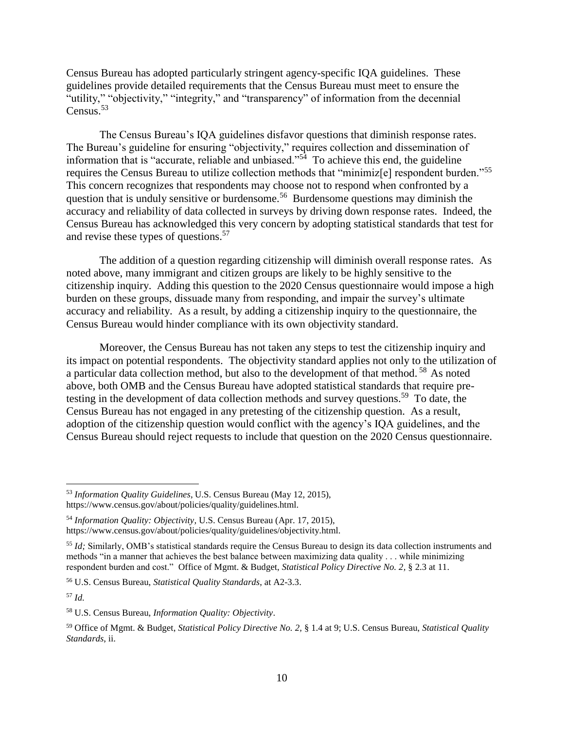Census Bureau has adopted particularly stringent agency-specific IQA guidelines. These guidelines provide detailed requirements that the Census Bureau must meet to ensure the "utility," "objectivity," "integrity," and "transparency" of information from the decennial Census.[53]

The Census Bureau's IQA guidelines disfavor questions that diminish response rates. The Bureau's guideline for ensuring "objectivity," requires collection and dissemination of information that is "accurate, reliable and unbiased."[54] To achieve this end, the guideline requires the Census Bureau to utilize collection methods that "minimiz[e] respondent burden."[55] This concern recognizes that respondents may choose not to respond when confronted by a question that is unduly sensitive or burdensome.[56] Burdensome questions may diminish the accuracy and reliability of data collected in surveys by driving down response rates. Indeed, the Census Bureau has acknowledged this very concern by adopting statistical standards that test for and revise these types of questions.[57]

The addition of a question regarding citizenship will diminish overall response rates. As noted above, many immigrant and citizen groups are likely to be highly sensitive to the citizenship inquiry. Adding this question to the 2020 Census questionnaire would impose a high burden on these groups, dissuade many from responding, and impair the survey's ultimate accuracy and reliability. As a result, by adding a citizenship inquiry to the questionnaire, the Census Bureau would hinder compliance with its own objectivity standard.

Moreover, the Census Bureau has not taken any steps to test the citizenship inquiry and its impact on potential respondents. The objectivity standard applies not only to the utilization of a particular data collection method, but also to the development of that method.[58] As noted above, both OMB and the Census Bureau have adopted statistical standards that require pre-testing in the development of data collection methods and survey questions.[59] To date, the Census Bureau has not engaged in any pretesting of the citizenship question. As a result, adoption of the citizenship question would conflict with the agency's IQA guidelines, and the Census Bureau should reject requests to include that question on the 2020 Census questionnaire.

---

[53] *Information Quality Guidelines*, U.S. Census Bureau (May 12, 2015), https://www.census.gov/about/policies/quality/guidelines.html.

[54] *Information Quality: Objectivity*, U.S. Census Bureau (Apr. 17, 2015), https://www.census.gov/about/policies/quality/guidelines/objectivity.html.

[55] *Id;* Similarly, OMB's statistical standards require the Census Bureau to design its data collection instruments and methods "in a manner that achieves the best balance between maximizing data quality . . . while minimizing respondent burden and cost." Office of Mgmt. & Budget, *Statistical Policy Directive No. 2*, § 2.3 at 11.

[56] U.S. Census Bureau, *Statistical Quality Standards*, at A2-3.3.

[57] *Id.*

[58] U.S. Census Bureau, *Information Quality: Objectivity*.

[59] Office of Mgmt. & Budget, *Statistical Policy Directive No. 2*, § 1.4 at 9; U.S. Census Bureau, *Statistical Quality Standards*, ii.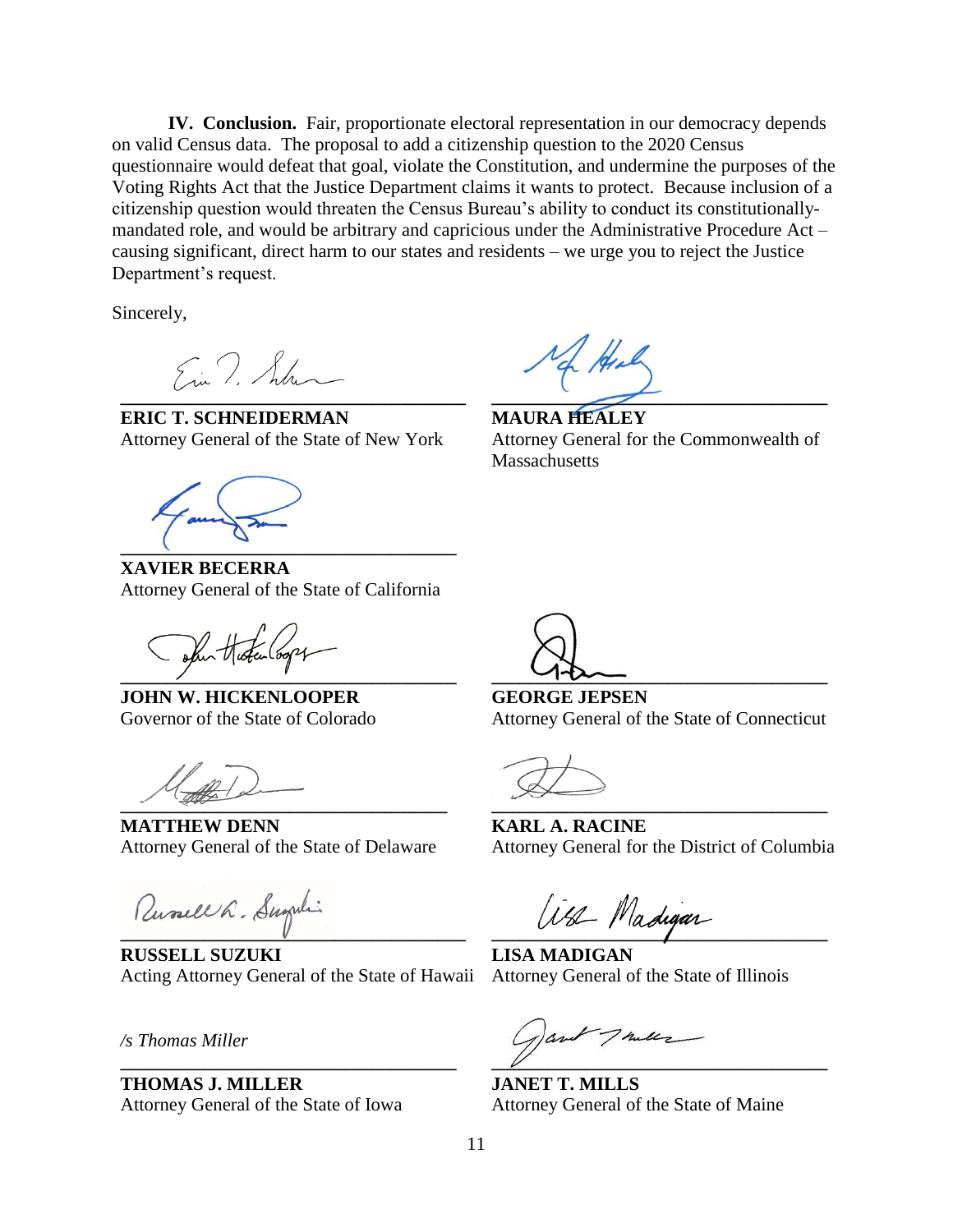**IV. Conclusion.** Fair, proportionate electoral representation in our democracy depends on valid Census data. The proposal to add a citizenship question to the 2020 Census questionnaire would defeat that goal, violate the Constitution, and undermine the purposes of the Voting Rights Act that the Justice Department claims it wants to protect. Because inclusion of a citizenship question would threaten the Census Bureau's ability to conduct its constitutionally-mandated role, and would be arbitrary and capricious under the Administrative Procedure Act – causing significant, direct harm to our states and residents – we urge you to reject the Justice Department's request.

Sincerely,

**ERIC T. SCHNEIDERMAN**
Attorney General of the State of New York

**MAURA HEALEY**
Attorney General for the Commonwealth of Massachusetts

**XAVIER BECERRA**
Attorney General of the State of California

**JOHN W. HICKENLOOPER**
Governor of the State of Colorado

**GEORGE JEPSEN**
Attorney General of the State of Connecticut

**MATTHEW DENN**
Attorney General of the State of Delaware

**KARL A. RACINE**
Attorney General for the District of Columbia

**RUSSELL SUZUKI**
Acting Attorney General of the State of Hawaii

**LISA MADIGAN**
Attorney General of the State of Illinois

*/s Thomas Miller*

**THOMAS J. MILLER**
Attorney General of the State of Iowa

**JANET T. MILLS**
Attorney General of the State of Maine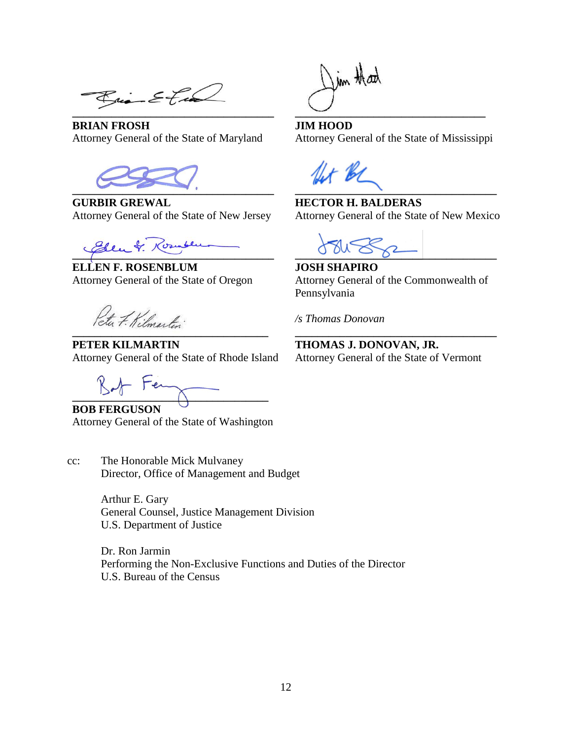**BRIAN FROSH**
Attorney General of the State of Maryland

**JIM HOOD**
Attorney General of the State of Mississippi

**GURBIR GREWAL**
Attorney General of the State of New Jersey

**HECTOR H. BALDERAS**
Attorney General of the State of New Mexico

**ELLEN F. ROSENBLUM**
Attorney General of the State of Oregon

**JOSH SHAPIRO**
Attorney General of the Commonwealth of Pennsylvania

**PETER KILMARTIN**
Attorney General of the State of Rhode Island

*/s Thomas Donovan*

**THOMAS J. DONOVAN, JR.**
Attorney General of the State of Vermont

**BOB FERGUSON**
Attorney General of the State of Washington

cc: The Honorable Mick Mulvaney
Director, Office of Management and Budget

Arthur E. Gary
General Counsel, Justice Management Division
U.S. Department of Justice

Dr. Ron Jarmin
Performing the Non-Exclusive Functions and Duties of the Director
U.S. Bureau of the Census